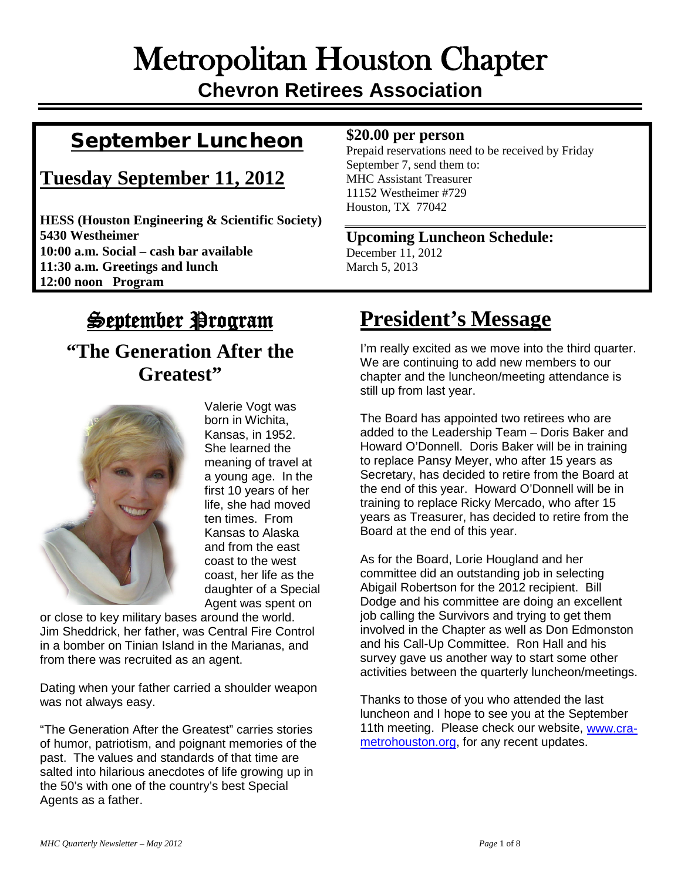# Metropolitan Houston Chapter

**Chevron Retirees Association**

## September Luncheon

## Tuesday September 11, 2012

**HESS (Houston Engineering & Scientific Society)**
**5430 Westheimer**
**10:00 a.m. Social – cash bar available**
**11:30 a.m. Greetings and lunch**
**12:00 noon Program**

**$20.00 per person**

Prepaid reservations need to be received by Friday September 7, send them to:
MHC Assistant Treasurer
11152 Westheimer #729
Houston, TX 77042

**Upcoming Luncheon Schedule:**

December 11, 2012
March 5, 2013

## September Program

### "The Generation After the Greatest"

Valerie Vogt was born in Wichita, Kansas, in 1952. She learned the meaning of travel at a young age. In the first 10 years of her life, she had moved ten times. From Kansas to Alaska and from the east coast to the west coast, her life as the daughter of a Special Agent was spent on or close to key military bases around the world. Jim Sheddrick, her father, was Central Fire Control in a bomber on Tinian Island in the Marianas, and from there was recruited as an agent.

Dating when your father carried a shoulder weapon was not always easy.

"The Generation After the Greatest" carries stories of humor, patriotism, and poignant memories of the past. The values and standards of that time are salted into hilarious anecdotes of life growing up in the 50's with one of the country's best Special Agents as a father.

## President's Message

I'm really excited as we move into the third quarter. We are continuing to add new members to our chapter and the luncheon/meeting attendance is still up from last year.

The Board has appointed two retirees who are added to the Leadership Team – Doris Baker and Howard O'Donnell. Doris Baker will be in training to replace Pansy Meyer, who after 15 years as Secretary, has decided to retire from the Board at the end of this year. Howard O'Donnell will be in training to replace Ricky Mercado, who after 15 years as Treasurer, has decided to retire from the Board at the end of this year.

As for the Board, Lorie Hougland and her committee did an outstanding job in selecting Abigail Robertson for the 2012 recipient. Bill Dodge and his committee are doing an excellent job calling the Survivors and trying to get them involved in the Chapter as well as Don Edmonston and his Call-Up Committee. Ron Hall and his survey gave us another way to start some other activities between the quarterly luncheon/meetings.

Thanks to those of you who attended the last luncheon and I hope to see you at the September 11th meeting. Please check our website, www.cra-metrohouston.org, for any recent updates.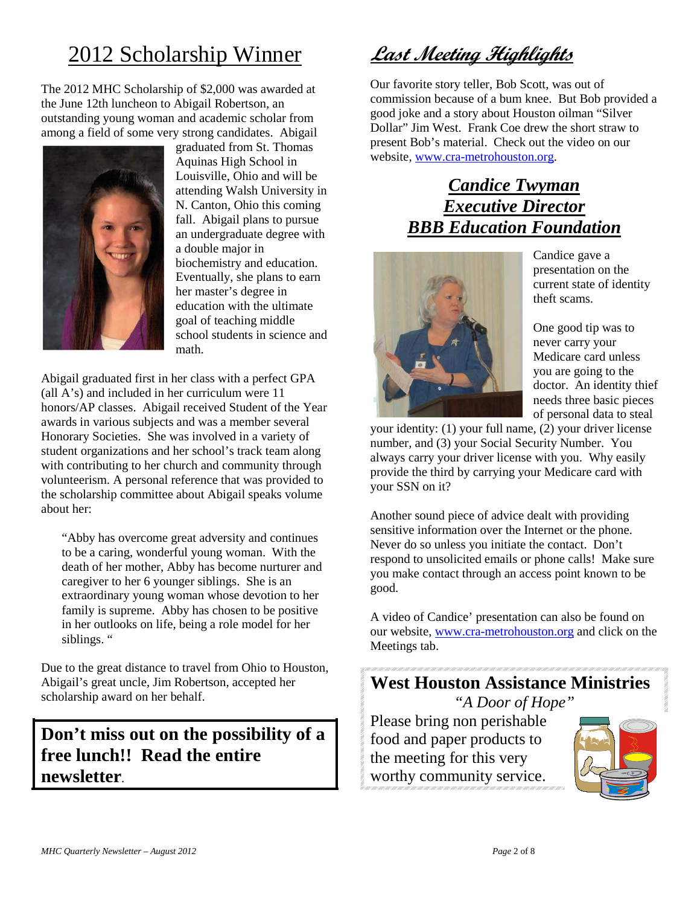# 2012 Scholarship Winner

The 2012 MHC Scholarship of $2,000 was awarded at the June 12th luncheon to Abigail Robertson, an outstanding young woman and academic scholar from among a field of some very strong candidates. Abigail graduated from St. Thomas Aquinas High School in Louisville, Ohio and will be attending Walsh University in N. Canton, Ohio this coming fall. Abigail plans to pursue an undergraduate degree with a double major in biochemistry and education. Eventually, she plans to earn her master's degree in education with the ultimate goal of teaching middle school students in science and math.

Abigail graduated first in her class with a perfect GPA (all A's) and included in her curriculum were 11 honors/AP classes. Abigail received Student of the Year awards in various subjects and was a member several Honorary Societies. She was involved in a variety of student organizations and her school's track team along with contributing to her church and community through volunteerism. A personal reference that was provided to the scholarship committee about Abigail speaks volume about her:

> "Abby has overcome great adversity and continues to be a caring, wonderful young woman. With the death of her mother, Abby has become nurturer and caregiver to her 6 younger siblings. She is an extraordinary young woman whose devotion to her family is supreme. Abby has chosen to be positive in her outlooks on life, being a role model for her siblings. "

Due to the great distance to travel from Ohio to Houston, Abigail's great uncle, Jim Robertson, accepted her scholarship award on her behalf.

**Don't miss out on the possibility of a free lunch!! Read the entire newsletter**.

# *Last Meeting Highlights*

Our favorite story teller, Bob Scott, was out of commission because of a bum knee. But Bob provided a good joke and a story about Houston oilman "Silver Dollar" Jim West. Frank Coe drew the short straw to present Bob's material. Check out the video on our website, www.cra-metrohouston.org.

## *Candice Twyman*
## *Executive Director*
## *BBB Education Foundation*

Candice gave a presentation on the current state of identity theft scams.

One good tip was to never carry your Medicare card unless you are going to the doctor. An identity thief needs three basic pieces of personal data to steal your identity: (1) your full name, (2) your driver license number, and (3) your Social Security Number. You always carry your driver license with you. Why easily provide the third by carrying your Medicare card with your SSN on it?

Another sound piece of advice dealt with providing sensitive information over the Internet or the phone. Never do so unless you initiate the contact. Don't respond to unsolicited emails or phone calls! Make sure you make contact through an access point known to be good.

A video of Candice' presentation can also be found on our website, www.cra-metrohouston.org and click on the Meetings tab.

## West Houston Assistance Ministries

*"A Door of Hope"*

Please bring non perishable food and paper products to the meeting for this very worthy community service.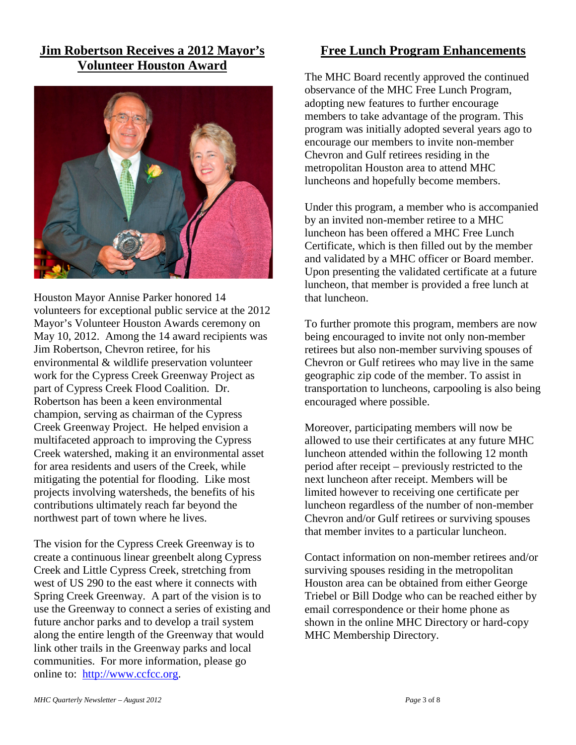## Jim Robertson Receives a 2012 Mayor's Volunteer Houston Award

Houston Mayor Annise Parker honored 14 volunteers for exceptional public service at the 2012 Mayor's Volunteer Houston Awards ceremony on May 10, 2012. Among the 14 award recipients was Jim Robertson, Chevron retiree, for his environmental & wildlife preservation volunteer work for the Cypress Creek Greenway Project as part of Cypress Creek Flood Coalition. Dr. Robertson has been a keen environmental champion, serving as chairman of the Cypress Creek Greenway Project. He helped envision a multifaceted approach to improving the Cypress Creek watershed, making it an environmental asset for area residents and users of the Creek, while mitigating the potential for flooding. Like most projects involving watersheds, the benefits of his contributions ultimately reach far beyond the northwest part of town where he lives.

The vision for the Cypress Creek Greenway is to create a continuous linear greenbelt along Cypress Creek and Little Cypress Creek, stretching from west of US 290 to the east where it connects with Spring Creek Greenway. A part of the vision is to use the Greenway to connect a series of existing and future anchor parks and to develop a trail system along the entire length of the Greenway that would link other trails in the Greenway parks and local communities. For more information, please go online to: [http://www.ccfcc.org](http://www.ccfcc.org).

## Free Lunch Program Enhancements

The MHC Board recently approved the continued observance of the MHC Free Lunch Program, adopting new features to further encourage members to take advantage of the program. This program was initially adopted several years ago to encourage our members to invite non-member Chevron and Gulf retirees residing in the metropolitan Houston area to attend MHC luncheons and hopefully become members.

Under this program, a member who is accompanied by an invited non-member retiree to a MHC luncheon has been offered a MHC Free Lunch Certificate, which is then filled out by the member and validated by a MHC officer or Board member. Upon presenting the validated certificate at a future luncheon, that member is provided a free lunch at that luncheon.

To further promote this program, members are now being encouraged to invite not only non-member retirees but also non-member surviving spouses of Chevron or Gulf retirees who may live in the same geographic zip code of the member. To assist in transportation to luncheons, carpooling is also being encouraged where possible.

Moreover, participating members will now be allowed to use their certificates at any future MHC luncheon attended within the following 12 month period after receipt – previously restricted to the next luncheon after receipt. Members will be limited however to receiving one certificate per luncheon regardless of the number of non-member Chevron and/or Gulf retirees or surviving spouses that member invites to a particular luncheon.

Contact information on non-member retirees and/or surviving spouses residing in the metropolitan Houston area can be obtained from either George Triebel or Bill Dodge who can be reached either by email correspondence or their home phone as shown in the online MHC Directory or hard-copy MHC Membership Directory.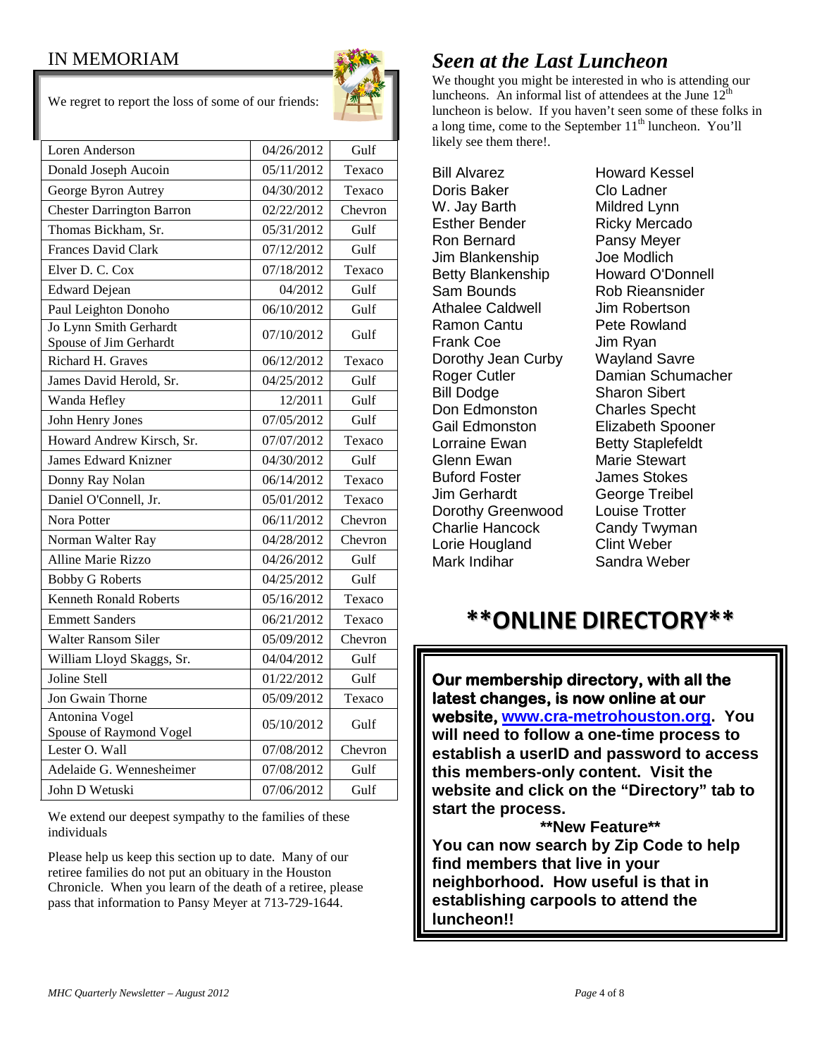## IN MEMORIAM

We regret to report the loss of some of our friends:

| Name | Date | Company |
|---|---|---|
| Loren Anderson | 04/26/2012 | Gulf |
| Donald Joseph Aucoin | 05/11/2012 | Texaco |
| George Byron Autrey | 04/30/2012 | Texaco |
| Chester Darrington Barron | 02/22/2012 | Chevron |
| Thomas Bickham, Sr. | 05/31/2012 | Gulf |
| Frances David Clark | 07/12/2012 | Gulf |
| Elver D. C. Cox | 07/18/2012 | Texaco |
| Edward Dejean | 04/2012 | Gulf |
| Paul Leighton Donoho | 06/10/2012 | Gulf |
| Jo Lynn Smith Gerhardt Spouse of Jim Gerhardt | 07/10/2012 | Gulf |
| Richard H. Graves | 06/12/2012 | Texaco |
| James David Herold, Sr. | 04/25/2012 | Gulf |
| Wanda Hefley | 12/2011 | Gulf |
| John Henry Jones | 07/05/2012 | Gulf |
| Howard Andrew Kirsch, Sr. | 07/07/2012 | Texaco |
| James Edward Knizner | 04/30/2012 | Gulf |
| Donny Ray Nolan | 06/14/2012 | Texaco |
| Daniel O'Connell, Jr. | 05/01/2012 | Texaco |
| Nora Potter | 06/11/2012 | Chevron |
| Norman Walter Ray | 04/28/2012 | Chevron |
| Alline Marie Rizzo | 04/26/2012 | Gulf |
| Bobby G Roberts | 04/25/2012 | Gulf |
| Kenneth Ronald Roberts | 05/16/2012 | Texaco |
| Emmett Sanders | 06/21/2012 | Texaco |
| Walter Ransom Siler | 05/09/2012 | Chevron |
| William Lloyd Skaggs, Sr. | 04/04/2012 | Gulf |
| Joline Stell | 01/22/2012 | Gulf |
| Jon Gwain Thorne | 05/09/2012 | Texaco |
| Antonina Vogel Spouse of Raymond Vogel | 05/10/2012 | Gulf |
| Lester O. Wall | 07/08/2012 | Chevron |
| Adelaide G. Wennesheimer | 07/08/2012 | Gulf |
| John D Wetuski | 07/06/2012 | Gulf |

We extend our deepest sympathy to the families of these individuals

Please help us keep this section up to date. Many of our retiree families do not put an obituary in the Houston Chronicle. When you learn of the death of a retiree, please pass that information to Pansy Meyer at 713-729-1644.

## *Seen at the Last Luncheon*

We thought you might be interested in who is attending our luncheons. An informal list of attendees at the June 12th luncheon is below. If you haven't seen some of these folks in a long time, come to the September 11th luncheon. You'll likely see them there!.

Bill Alvarez
Doris Baker
W. Jay Barth
Esther Bender
Ron Bernard
Jim Blankenship
Betty Blankenship
Sam Bounds
Athalee Caldwell
Ramon Cantu
Frank Coe
Dorothy Jean Curby
Roger Cutler
Bill Dodge
Don Edmonston
Gail Edmonston
Lorraine Ewan
Glenn Ewan
Buford Foster
Jim Gerhardt
Dorothy Greenwood
Charlie Hancock
Lorie Hougland
Mark Indihar
Howard Kessel
Clo Ladner
Mildred Lynn
Ricky Mercado
Pansy Meyer
Joe Modlich
Howard O'Donnell
Rob Rieansnider
Jim Robertson
Pete Rowland
Jim Ryan
Wayland Savre
Damian Schumacher
Sharon Sibert
Charles Specht
Elizabeth Spooner
Betty Staplefeldt
Marie Stewart
James Stokes
George Treibel
Louise Trotter
Candy Twyman
Clint Weber
Sandra Weber

## **\*\*ONLINE DIRECTORY\*\***

**Our membership directory, with all the latest changes, is now online at our website, [www.cra-metrohouston.org](http://www.cra-metrohouston.org). You will need to follow a one-time process to establish a userID and password to access this members-only content. Visit the website and click on the "Directory" tab to start the process.**

**\*\*New Feature\*\***

**You can now search by Zip Code to help find members that live in your neighborhood. How useful is that in establishing carpools to attend the luncheon!!**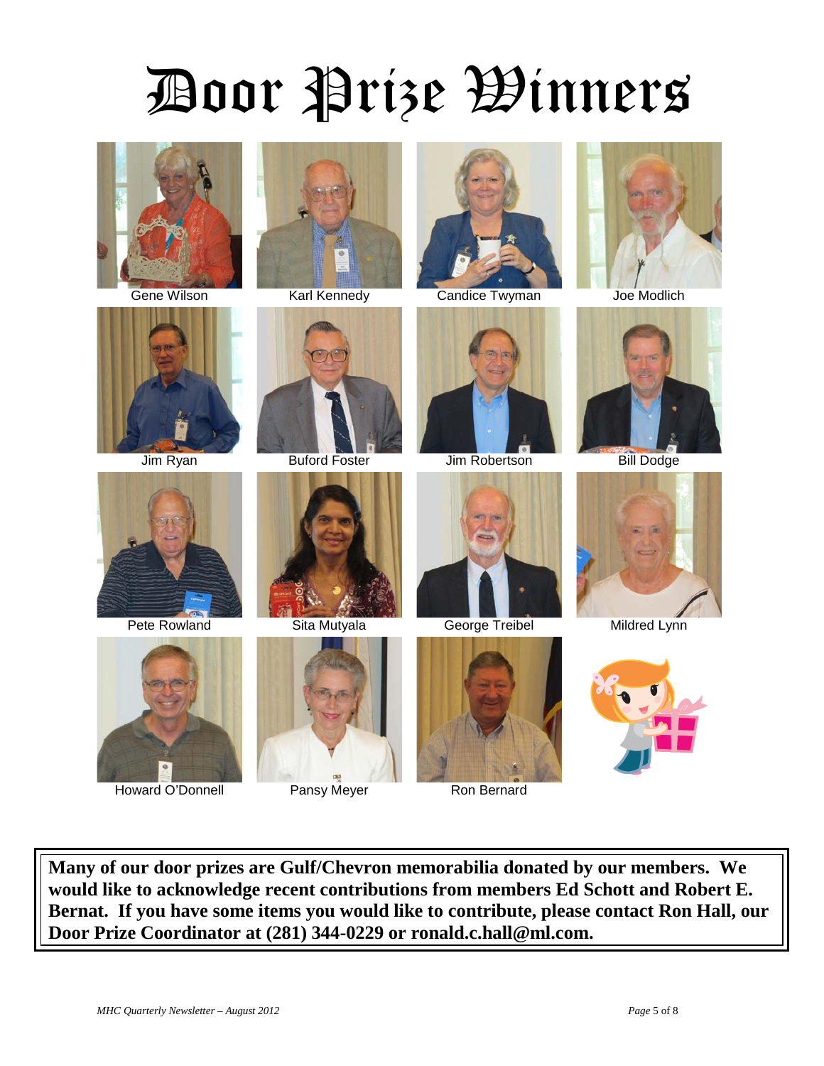# Door Prize Winners

Gene Wilson

Karl Kennedy

Candice Twyman

Joe Modlich

Jim Ryan

Buford Foster

Jim Robertson

Bill Dodge

Pete Rowland

Sita Mutyala

George Treibel

Mildred Lynn

Howard O'Donnell

Pansy Meyer

Ron Bernard

**Many of our door prizes are Gulf/Chevron memorabilia donated by our members. We would like to acknowledge recent contributions from members Ed Schott and Robert E. Bernat. If you have some items you would like to contribute, please contact Ron Hall, our Door Prize Coordinator at (281) 344-0229 or ronald.c.hall@ml.com.**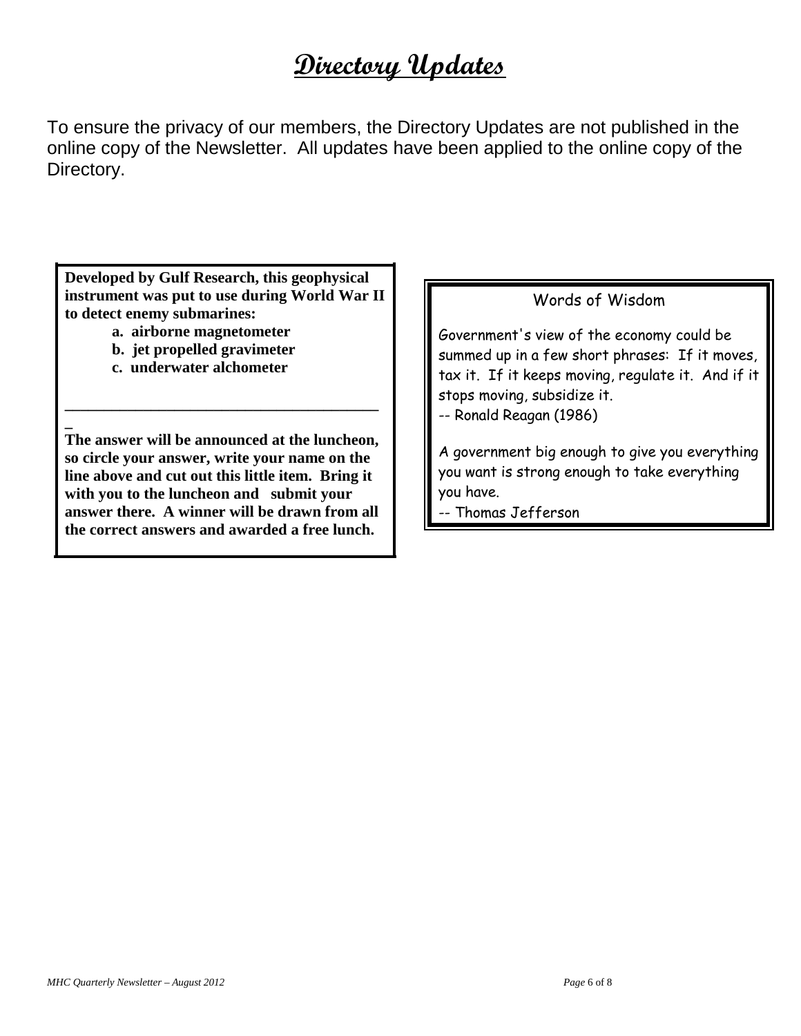# Directory Updates

To ensure the privacy of our members, the Directory Updates are not published in the online copy of the Newsletter. All updates have been applied to the online copy of the Directory.

**Developed by Gulf Research, this geophysical instrument was put to use during World War II to detect enemy submarines:**

- **a. airborne magnetometer**
- **b. jet propelled gravimeter**
- **c. underwater alchometer**

________________________________________

**The answer will be announced at the luncheon, so circle your answer, write your name on the line above and cut out this little item. Bring it with you to the luncheon and submit your answer there. A winner will be drawn from all the correct answers and awarded a free lunch.**

Words of Wisdom

Government's view of the economy could be summed up in a few short phrases: If it moves, tax it. If it keeps moving, regulate it. And if it stops moving, subsidize it.
-- Ronald Reagan (1986)

A government big enough to give you everything you want is strong enough to take everything you have.
-- Thomas Jefferson